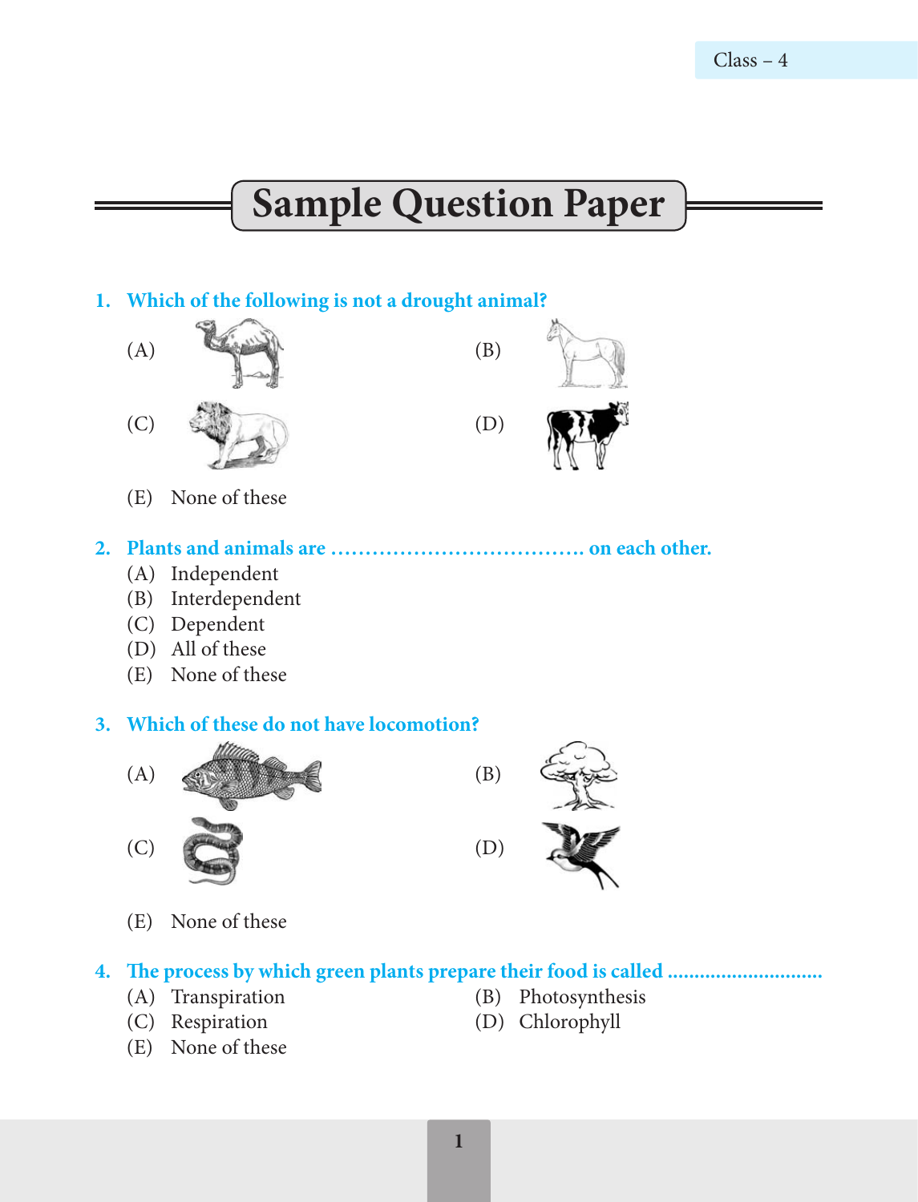# Sample Question Paper

**1. Which of the following is not a drought animal?**

(A)　　　　(B)

(C)　　　　(D)

(E) None of these

**2. Plants and animals are ................................... on each other.**

(A) Independent
(B) Interdependent
(C) Dependent
(D) All of these
(E) None of these

**3. Which of these do not have locomotion?**

(A)　　　　(B)

(C)　　　　(D)

(E) None of these

**4. The process by which green plants prepare their food is called ............................**

(A) Transpiration
(B) Photosynthesis
(C) Respiration
(D) Chlorophyll
(E) None of these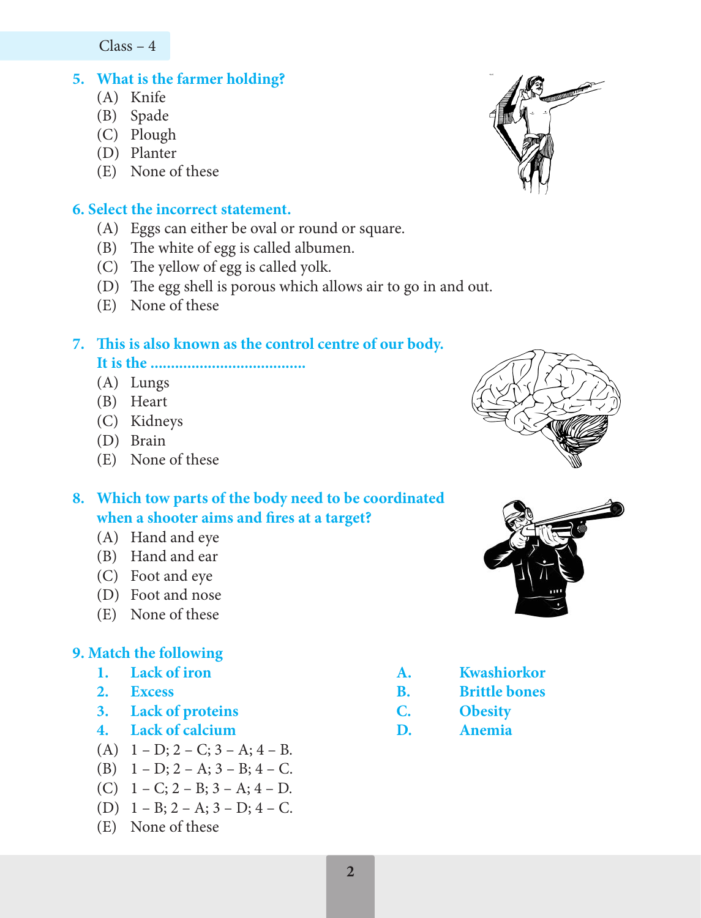**5. What is the farmer holding?**

(A) Knife
(B) Spade
(C) Plough
(D) Planter
(E) None of these

**6. Select the incorrect statement.**

(A) Eggs can either be oval or round or square.
(B) The white of egg is called albumen.
(C) The yellow of egg is called yolk.
(D) The egg shell is porous which allows air to go in and out.
(E) None of these

**7. This is also known as the control centre of our body. It is the .....................................**

(A) Lungs
(B) Heart
(C) Kidneys
(D) Brain
(E) None of these

**8. Which tow parts of the body need to be coordinated when a shooter aims and fires at a target?**

(A) Hand and eye
(B) Hand and ear
(C) Foot and eye
(D) Foot and nose
(E) None of these

**9. Match the following**

| | | | |
|---|---|---|---|
| **1.** | **Lack of iron** | **A.** | **Kwashiorkor** |
| **2.** | **Excess** | **B.** | **Brittle bones** |
| **3.** | **Lack of proteins** | **C.** | **Obesity** |
| **4.** | **Lack of calcium** | **D.** | **Anemia** |

(A) 1 – D; 2 – C; 3 – A; 4 – B.
(B) 1 – D; 2 – A; 3 – B; 4 – C.
(C) 1 – C; 2 – B; 3 – A; 4 – D.
(D) 1 – B; 2 – A; 3 – D; 4 – C.
(E) None of these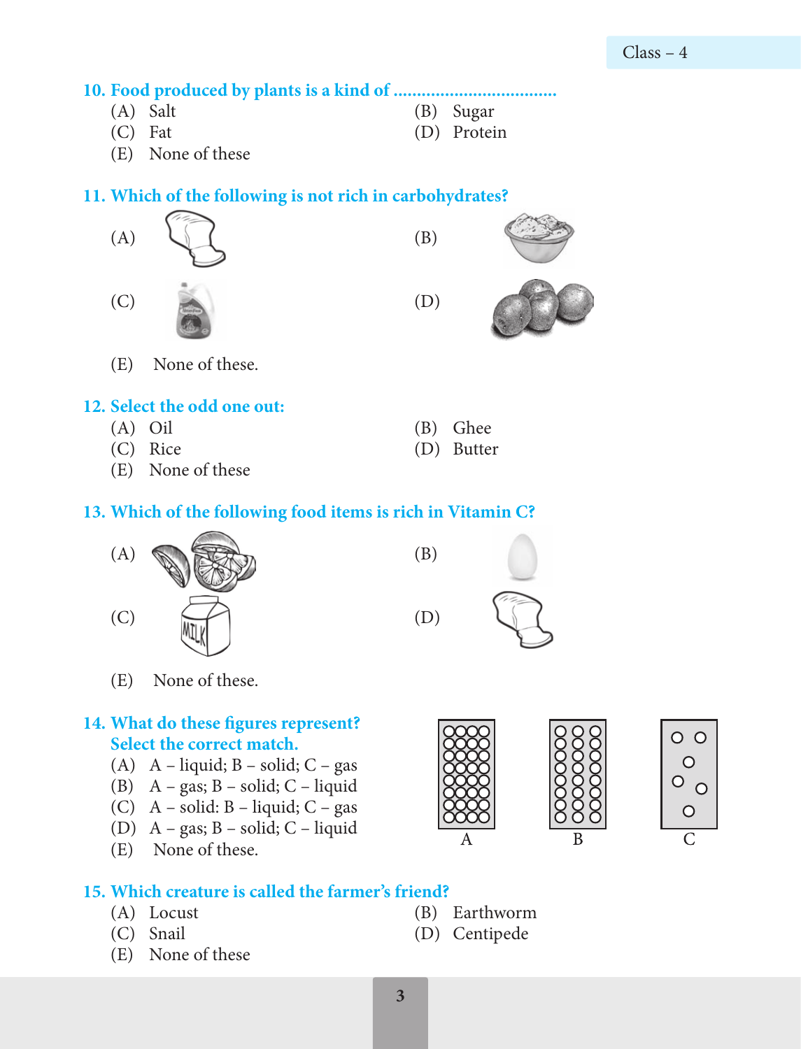**10. Food produced by plants is a kind of ..................................**

(A) Salt
(B) Sugar
(C) Fat
(D) Protein
(E) None of these

**11. Which of the following is not rich in carbohydrates?**

(A)
(B)
(C)
(D)
(E) None of these.

**12. Select the odd one out:**

(A) Oil
(B) Ghee
(C) Rice
(D) Butter
(E) None of these

**13. Which of the following food items is rich in Vitamin C?**

(A)
(B)
(C)
(D)
(E) None of these.

**14. What do these figures represent? Select the correct match.**

(A) A – liquid; B – solid; C – gas
(B) A – gas; B – solid; C – liquid
(C) A – solid: B – liquid; C – gas
(D) A – gas; B – solid; C – liquid
(E) None of these.

A B C

**15. Which creature is called the farmer's friend?**

(A) Locust
(B) Earthworm
(C) Snail
(D) Centipede
(E) None of these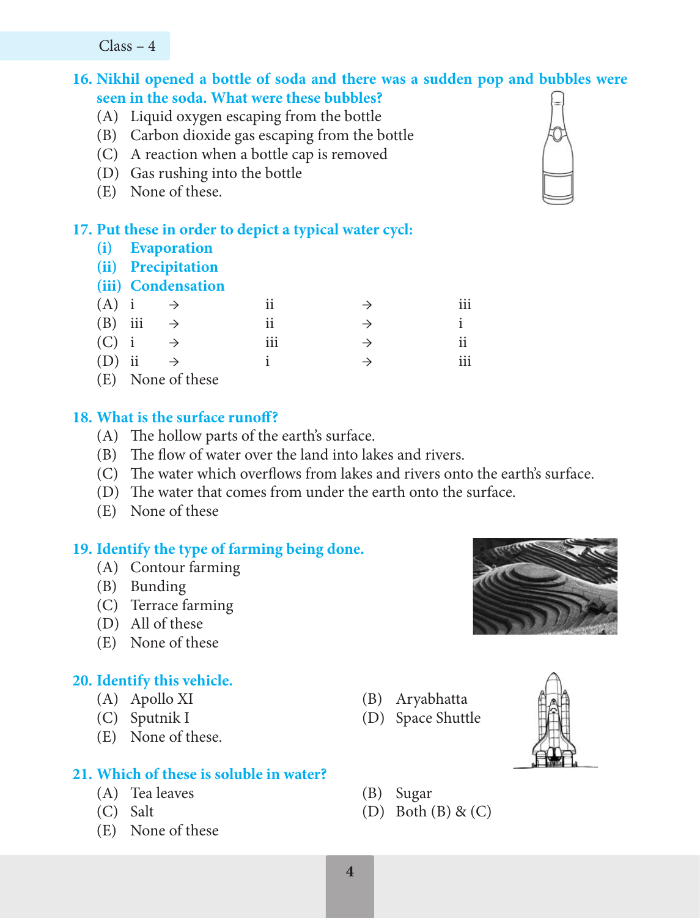**16. Nikhil opened a bottle of soda and there was a sudden pop and bubbles were seen in the soda. What were these bubbles?**

(A) Liquid oxygen escaping from the bottle
(B) Carbon dioxide gas escaping from the bottle
(C) A reaction when a bottle cap is removed
(D) Gas rushing into the bottle
(E) None of these.

**17. Put these in order to depict a typical water cycl:**

**(i) Evaporation**
**(ii) Precipitation**
**(iii) Condensation**

(A) i → ii → iii
(B) iii → ii → i
(C) i → iii → ii
(D) ii → i → iii
(E) None of these

**18. What is the surface runoff?**

(A) The hollow parts of the earth's surface.
(B) The flow of water over the land into lakes and rivers.
(C) The water which overflows from lakes and rivers onto the earth's surface.
(D) The water that comes from under the earth onto the surface.
(E) None of these

**19. Identify the type of farming being done.**

(A) Contour farming
(B) Bunding
(C) Terrace farming
(D) All of these
(E) None of these

**20. Identify this vehicle.**

(A) Apollo XI
(B) Aryabhatta
(C) Sputnik I
(D) Space Shuttle
(E) None of these.

**21. Which of these is soluble in water?**

(A) Tea leaves
(B) Sugar
(C) Salt
(D) Both (B) & (C)
(E) None of these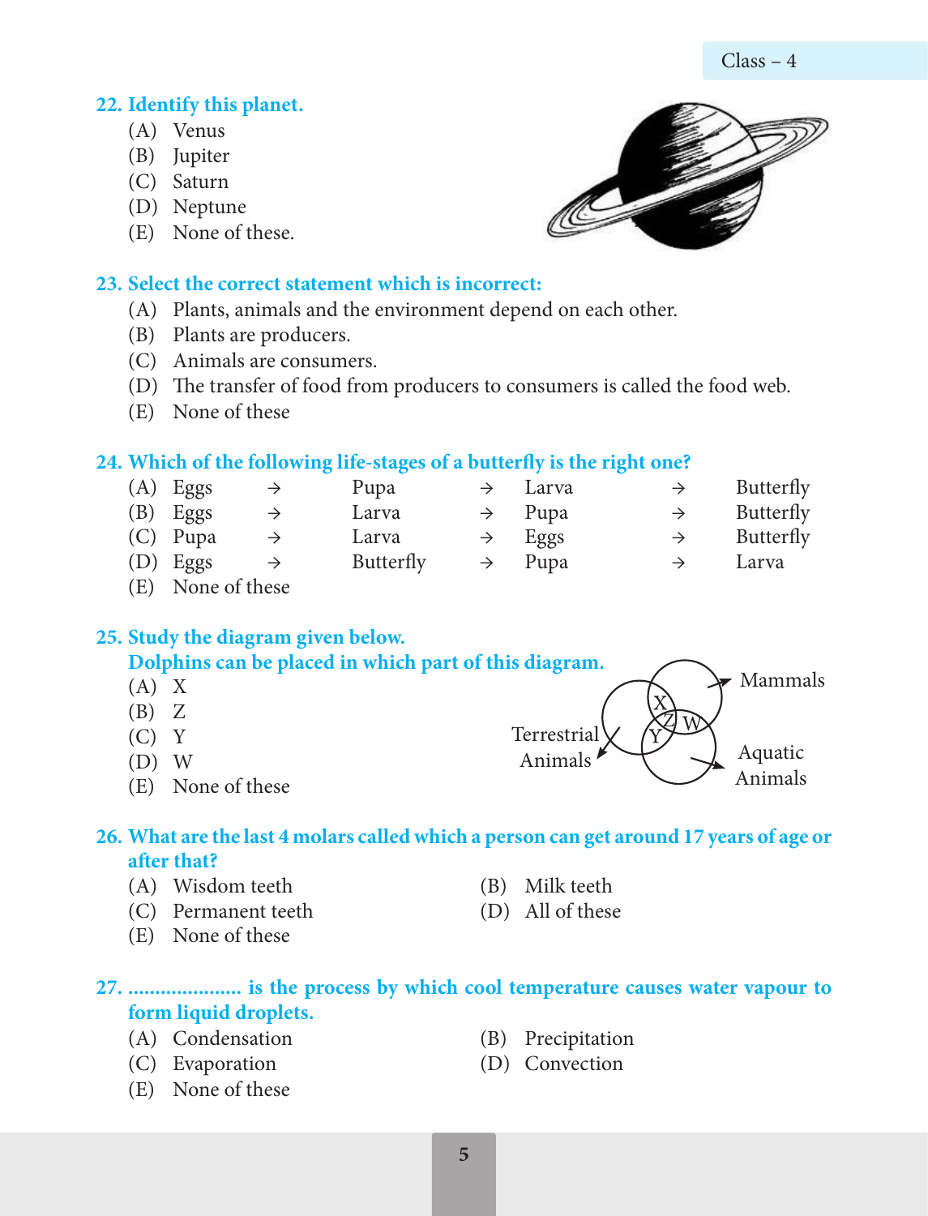**22. Identify this planet.**

(A) Venus
(B) Jupiter
(C) Saturn
(D) Neptune
(E) None of these.

**23. Select the correct statement which is incorrect:**

(A) Plants, animals and the environment depend on each other.
(B) Plants are producers.
(C) Animals are consumers.
(D) The transfer of food from producers to consumers is called the food web.
(E) None of these

**24. Which of the following life-stages of a butterfly is the right one?**

(A) Eggs → Pupa → Larva → Butterfly
(B) Eggs → Larva → Pupa → Butterfly
(C) Pupa → Larva → Eggs → Butterfly
(D) Eggs → Butterfly → Pupa → Larva
(E) None of these

**25. Study the diagram given below.**
**Dolphins can be placed in which part of this diagram.**

(A) X
(B) Z
(C) Y
(D) W
(E) None of these

Mammals
Terrestrial Animals
Aquatic Animals

**26. What are the last 4 molars called which a person can get around 17 years of age or after that?**

(A) Wisdom teeth
(B) Milk teeth
(C) Permanent teeth
(D) All of these
(E) None of these

**27. .................... is the process by which cool temperature causes water vapour to form liquid droplets.**

(A) Condensation
(B) Precipitation
(C) Evaporation
(D) Convection
(E) None of these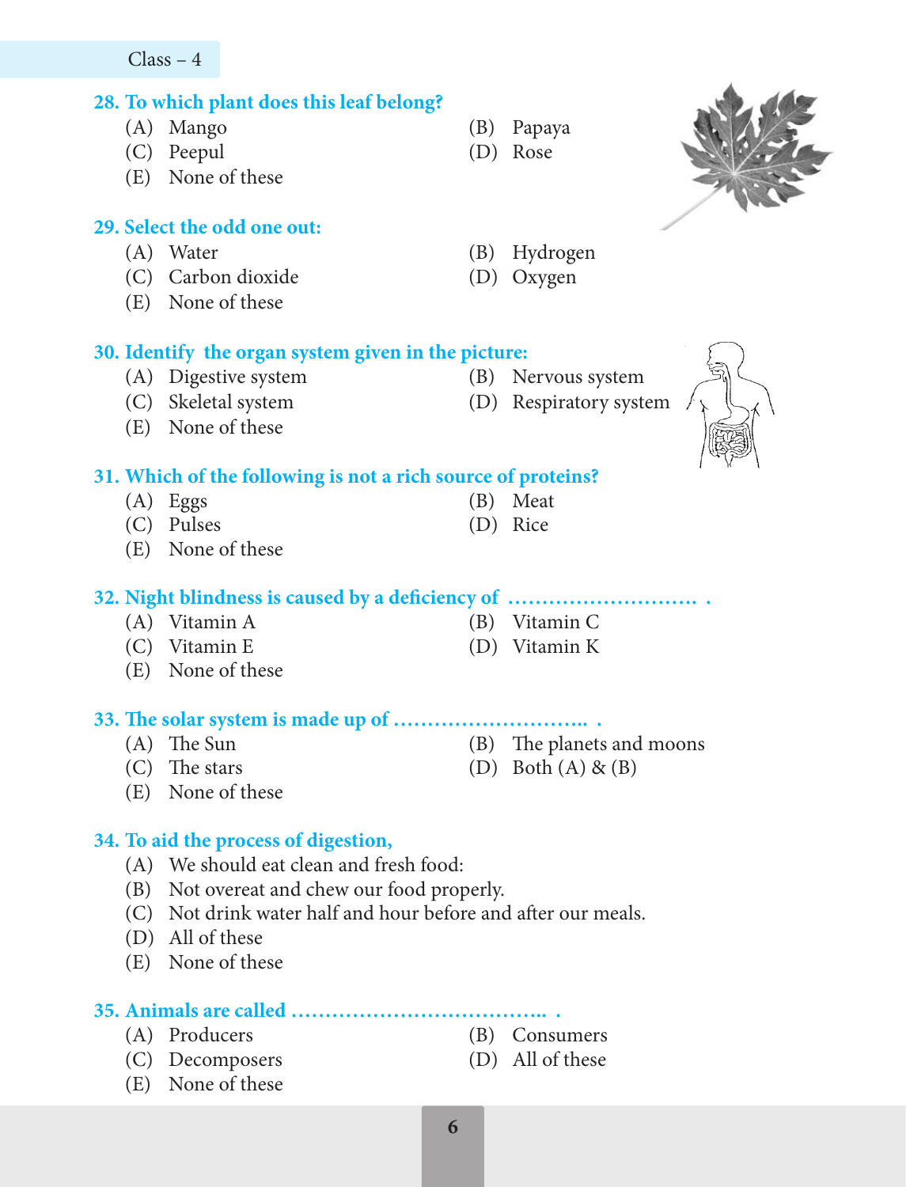**28. To which plant does this leaf belong?**

(A) Mango
(B) Papaya
(C) Peepul
(D) Rose
(E) None of these

**29. Select the odd one out:**

(A) Water
(B) Hydrogen
(C) Carbon dioxide
(D) Oxygen
(E) None of these

**30. Identify the organ system given in the picture:**

(A) Digestive system
(B) Nervous system
(C) Skeletal system
(D) Respiratory system
(E) None of these

**31. Which of the following is not a rich source of proteins?**

(A) Eggs
(B) Meat
(C) Pulses
(D) Rice
(E) None of these

**32. Night blindness is caused by a deficiency of ……………………… .**

(A) Vitamin A
(B) Vitamin C
(C) Vitamin E
(D) Vitamin K
(E) None of these

**33. The solar system is made up of ……………………… .**

(A) The Sun
(B) The planets and moons
(C) The stars
(D) Both (A) & (B)
(E) None of these

**34. To aid the process of digestion,**

(A) We should eat clean and fresh food:
(B) Not overeat and chew our food properly.
(C) Not drink water half and hour before and after our meals.
(D) All of these
(E) None of these

**35. Animals are called ……………………………… .**

(A) Producers
(B) Consumers
(C) Decomposers
(D) All of these
(E) None of these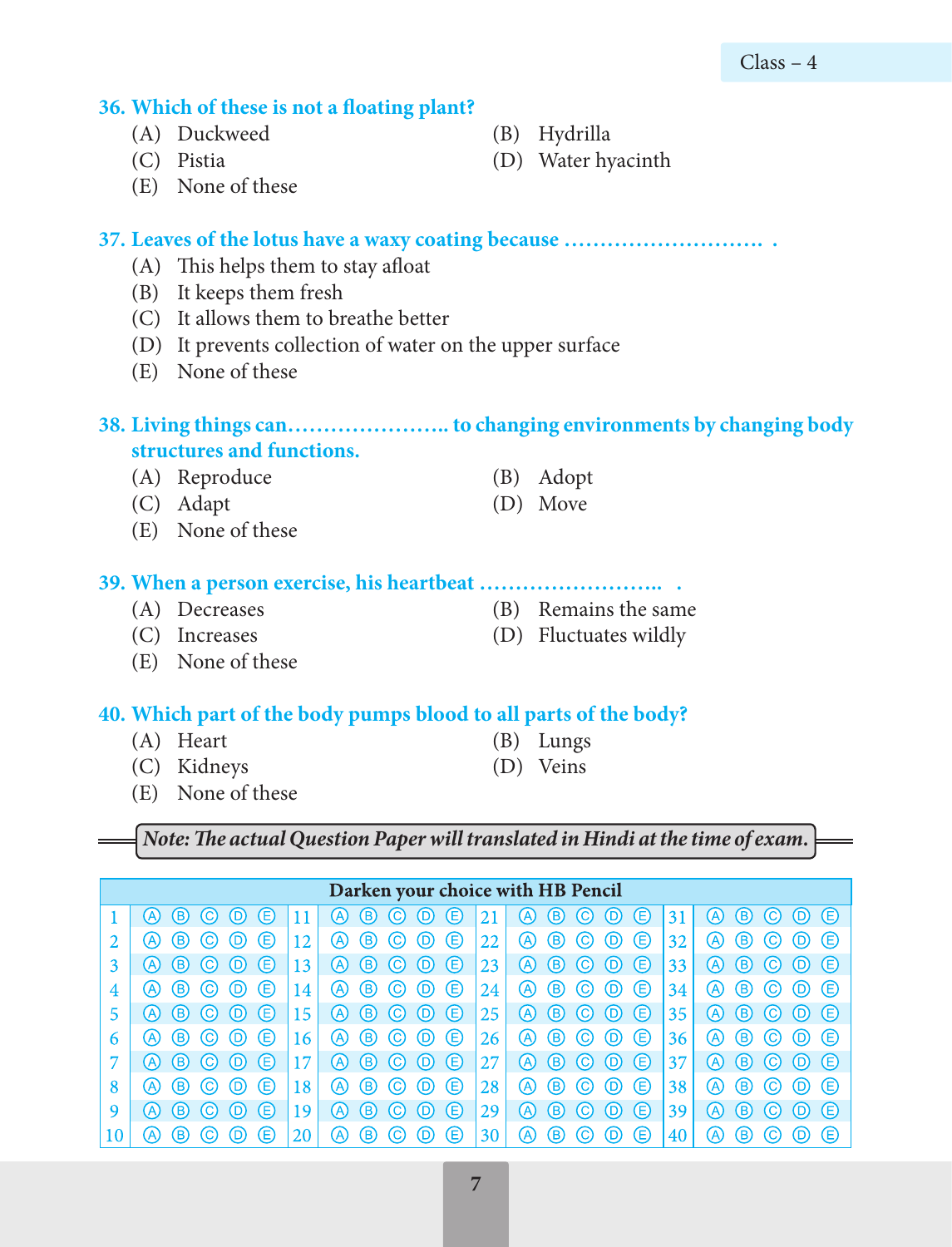**36. Which of these is not a floating plant?**

(A) Duckweed
(B) Hydrilla
(C) Pistia
(D) Water hyacinth
(E) None of these

**37. Leaves of the lotus have a waxy coating because ……………………… .**

(A) This helps them to stay afloat
(B) It keeps them fresh
(C) It allows them to breathe better
(D) It prevents collection of water on the upper surface
(E) None of these

**38. Living things can………………….. to changing environments by changing body structures and functions.**

(A) Reproduce
(B) Adopt
(C) Adapt
(D) Move
(E) None of these

**39. When a person exercise, his heartbeat …………………….. .**

(A) Decreases
(B) Remains the same
(C) Increases
(D) Fluctuates wildly
(E) None of these

**40. Which part of the body pumps blood to all parts of the body?**

(A) Heart
(B) Lungs
(C) Kidneys
(D) Veins
(E) None of these

***Note: The actual Question Paper will translated in Hindi at the time of exam.***

**Darken your choice with HB Pencil**

| | | | | | | | |
|---|---|---|---|---|---|---|---|
| 1 | Ⓐ Ⓑ Ⓒ Ⓓ Ⓔ | 11 | Ⓐ Ⓑ Ⓒ Ⓓ Ⓔ | 21 | Ⓐ Ⓑ Ⓒ Ⓓ Ⓔ | 31 | Ⓐ Ⓑ Ⓒ Ⓓ Ⓔ |
| 2 | Ⓐ Ⓑ Ⓒ Ⓓ Ⓔ | 12 | Ⓐ Ⓑ Ⓒ Ⓓ Ⓔ | 22 | Ⓐ Ⓑ Ⓒ Ⓓ Ⓔ | 32 | Ⓐ Ⓑ Ⓒ Ⓓ Ⓔ |
| 3 | Ⓐ Ⓑ Ⓒ Ⓓ Ⓔ | 13 | Ⓐ Ⓑ Ⓒ Ⓓ Ⓔ | 23 | Ⓐ Ⓑ Ⓒ Ⓓ Ⓔ | 33 | Ⓐ Ⓑ Ⓒ Ⓓ Ⓔ |
| 4 | Ⓐ Ⓑ Ⓒ Ⓓ Ⓔ | 14 | Ⓐ Ⓑ Ⓒ Ⓓ Ⓔ | 24 | Ⓐ Ⓑ Ⓒ Ⓓ Ⓔ | 34 | Ⓐ Ⓑ Ⓒ Ⓓ Ⓔ |
| 5 | Ⓐ Ⓑ Ⓒ Ⓓ Ⓔ | 15 | Ⓐ Ⓑ Ⓒ Ⓓ Ⓔ | 25 | Ⓐ Ⓑ Ⓒ Ⓓ Ⓔ | 35 | Ⓐ Ⓑ Ⓒ Ⓓ Ⓔ |
| 6 | Ⓐ Ⓑ Ⓒ Ⓓ Ⓔ | 16 | Ⓐ Ⓑ Ⓒ Ⓓ Ⓔ | 26 | Ⓐ Ⓑ Ⓒ Ⓓ Ⓔ | 36 | Ⓐ Ⓑ Ⓒ Ⓓ Ⓔ |
| 7 | Ⓐ Ⓑ Ⓒ Ⓓ Ⓔ | 17 | Ⓐ Ⓑ Ⓒ Ⓓ Ⓔ | 27 | Ⓐ Ⓑ Ⓒ Ⓓ Ⓔ | 37 | Ⓐ Ⓑ Ⓒ Ⓓ Ⓔ |
| 8 | Ⓐ Ⓑ Ⓒ Ⓓ Ⓔ | 18 | Ⓐ Ⓑ Ⓒ Ⓓ Ⓔ | 28 | Ⓐ Ⓑ Ⓒ Ⓓ Ⓔ | 38 | Ⓐ Ⓑ Ⓒ Ⓓ Ⓔ |
| 9 | Ⓐ Ⓑ Ⓒ Ⓓ Ⓔ | 19 | Ⓐ Ⓑ Ⓒ Ⓓ Ⓔ | 29 | Ⓐ Ⓑ Ⓒ Ⓓ Ⓔ | 39 | Ⓐ Ⓑ Ⓒ Ⓓ Ⓔ |
| 10 | Ⓐ Ⓑ Ⓒ Ⓓ Ⓔ | 20 | Ⓐ Ⓑ Ⓒ Ⓓ Ⓔ | 30 | Ⓐ Ⓑ Ⓒ Ⓓ Ⓔ | 40 | Ⓐ Ⓑ Ⓒ Ⓓ Ⓔ |